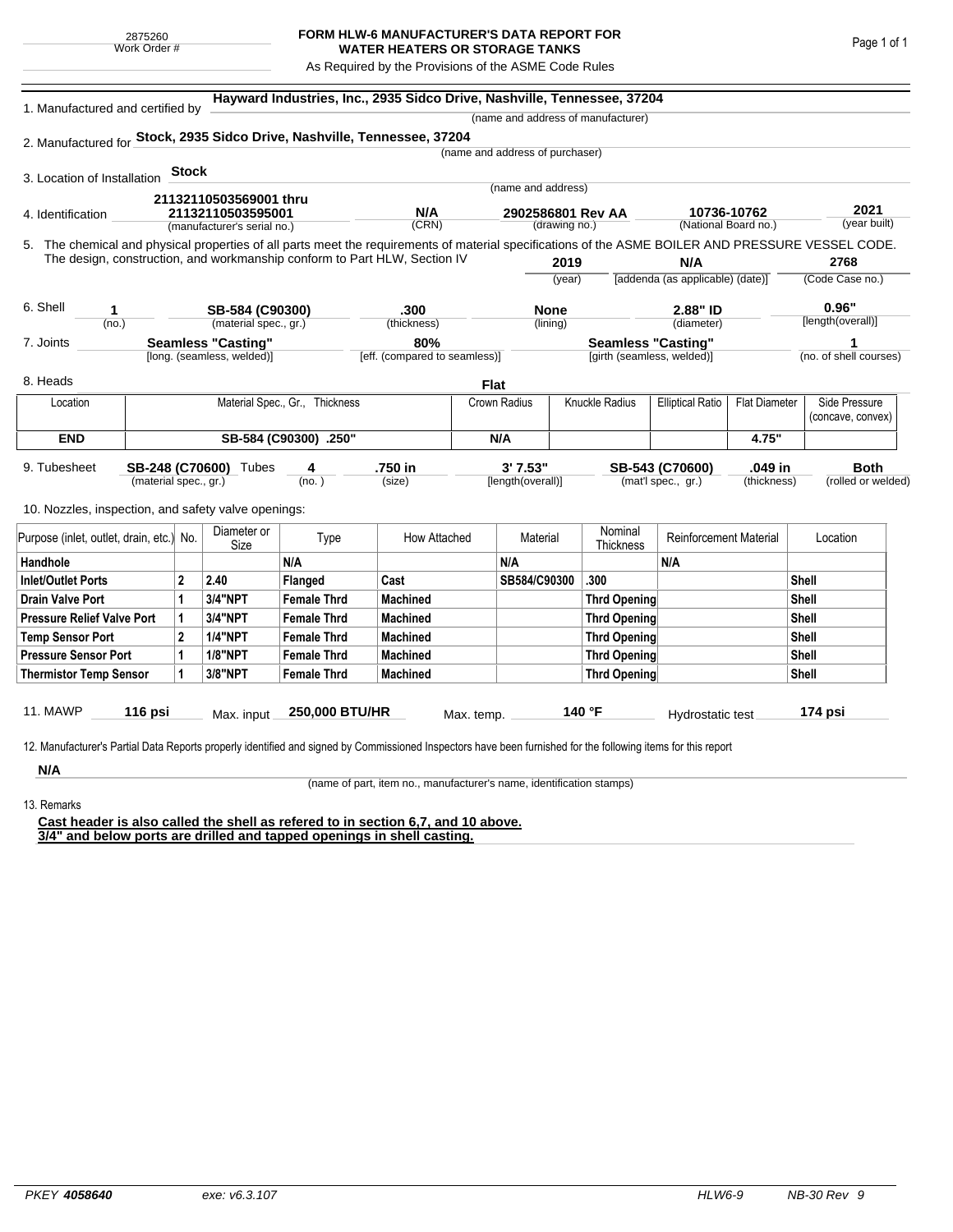2875260
Work Order #

# FORM HLW-6 MANUFACTURER'S DATA REPORT FOR WATER HEATERS OR STORAGE TANKS

As Required by the Provisions of the ASME Code Rules

1. Manufactured and certified by **Hayward Industries, Inc., 2935 Sidco Drive, Nashville, Tennessee, 37204**
(name and address of manufacturer)

2. Manufactured for **Stock, 2935 Sidco Drive, Nashville, Tennessee, 37204**
(name and address of purchaser)

3. Location of Installation **Stock**
(name and address)

4. Identification **21132110503569001 thru 21132110503595001** (manufacturer's serial no.) **N/A** (CRN) **2902586801 Rev AA** (drawing no.) **10736-10762** (National Board no.) **2021** (year built)

5. The chemical and physical properties of all parts meet the requirements of material specifications of the ASME BOILER AND PRESSURE VESSEL CODE. The design, construction, and workmanship conform to Part HLW, Section IV **2019** (year) **N/A** [addenda (as applicable) (date)] **2768** (Code Case no.)

6. Shell **1** (no.) **SB-584 (C90300)** (material spec., gr.) **.300** (thickness) **None** (lining) **2.88" ID** (diameter) **0.96"** [length(overall)]

7. Joints **Seamless "Casting"** [long. (seamless, welded)] **80%** [eff. (compared to seamless)] **Seamless "Casting"** [girth (seamless, welded)] **1** (no. of shell courses)

8. Heads **Flat**

| Location | Material Spec., Gr., Thickness | Crown Radius | Knuckle Radius | Elliptical Ratio | Flat Diameter | Side Pressure (concave, convex) |
|---|---|---|---|---|---|---|
| **END** | **SB-584 (C90300) .250"** | **N/A** | | | **4.75"** | |

9. Tubesheet **SB-248 (C70600)** (material spec., gr.) Tubes **4** (no.) **.750 in** (size) **3' 7.53"** [length(overall)] **SB-543 (C70600)** (mat'l spec., gr.) **.049 in** (thickness) **Both** (rolled or welded)

10. Nozzles, inspection, and safety valve openings:

| Purpose (inlet, outlet, drain, etc.) | No. | Diameter or Size | Type | How Attached | Material | Nominal Thickness | Reinforcement Material | Location |
|---|---|---|---|---|---|---|---|---|
| **Handhole** | | | **N/A** | | **N/A** | | **N/A** | |
| **Inlet/Outlet Ports** | **2** | **2.40** | **Flanged** | **Cast** | **SB584/C90300** | **.300** | | **Shell** |
| **Drain Valve Port** | **1** | **3/4"NPT** | **Female Thrd** | **Machined** | | **Thrd Opening** | | **Shell** |
| **Pressure Relief Valve Port** | **1** | **3/4"NPT** | **Female Thrd** | **Machined** | | **Thrd Opening** | | **Shell** |
| **Temp Sensor Port** | **2** | **1/4"NPT** | **Female Thrd** | **Machined** | | **Thrd Opening** | | **Shell** |
| **Pressure Sensor Port** | **1** | **1/8"NPT** | **Female Thrd** | **Machined** | | **Thrd Opening** | | **Shell** |
| **Thermistor Temp Sensor** | **1** | **3/8"NPT** | **Female Thrd** | **Machined** | | **Thrd Opening** | | **Shell** |

11. MAWP **116 psi** Max. input **250,000 BTU/HR** Max. temp. **140 °F** Hydrostatic test **174 psi**

12. Manufacturer's Partial Data Reports properly identified and signed by Commissioned Inspectors have been furnished for the following items for this report

**N/A**
(name of part, item no., manufacturer's name, identification stamps)

13. Remarks

**Cast header is also called the shell as refered to in section 6,7, and 10 above.**
**3/4" and below ports are drilled and tapped openings in shell casting.**

PKEY **4058640** exe: v6.3.107 HLW6-9 NB-30 Rev 9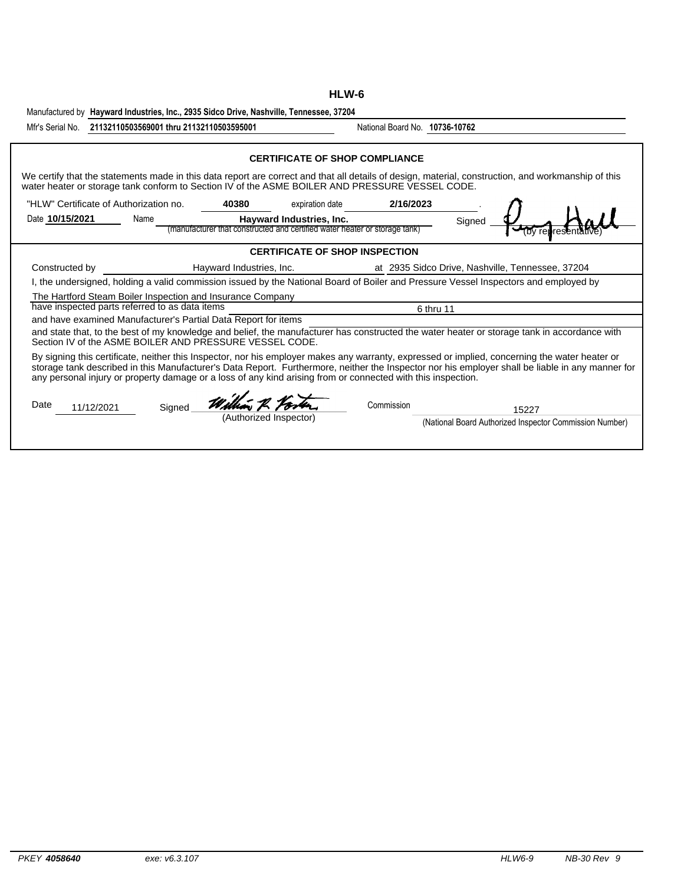# HLW-6

Manufactured by **Hayward Industries, Inc., 2935 Sidco Drive, Nashville, Tennessee, 37204**

Mfr's Serial No. **21132110503569001 thru 21132110503595001** National Board No. **10736-10762**

## CERTIFICATE OF SHOP COMPLIANCE

We certify that the statements made in this data report are correct and that all details of design, material, construction, and workmanship of this water heater or storage tank conform to Section IV of the ASME BOILER AND PRESSURE VESSEL CODE.

"HLW" Certificate of Authorization no. **40380** expiration date **2/16/2023**.

Date **10/15/2021** Name **Hayward Industries, Inc.** (manufacturer that constructed and certified water heater or storage tank) Signed (signature) (by representative)

## CERTIFICATE OF SHOP INSPECTION

Constructed by Hayward Industries, Inc. at 2935 Sidco Drive, Nashville, Tennessee, 37204

I, the undersigned, holding a valid commission issued by the National Board of Boiler and Pressure Vessel Inspectors and employed by The Hartford Steam Boiler Inspection and Insurance Company

have inspected parts referred to as data items 6 thru 11

and have examined Manufacturer's Partial Data Report for items

and state that, to the best of my knowledge and belief, the manufacturer has constructed the water heater or storage tank in accordance with Section IV of the ASME BOILER AND PRESSURE VESSEL CODE.

By signing this certificate, neither this Inspector, nor his employer makes any warranty, expressed or implied, concerning the water heater or storage tank described in this Manufacturer's Data Report. Furthermore, neither the Inspector nor his employer shall be liable in any manner for any personal injury or property damage or a loss of any kind arising from or connected with this inspection.

Date 11/12/2021 Signed (signature) (Authorized Inspector) Commission 15227 (National Board Authorized Inspector Commission Number)

*PKEY 4058640* *exe: v6.3.107* *HLW6-9* *NB-30 Rev 9*